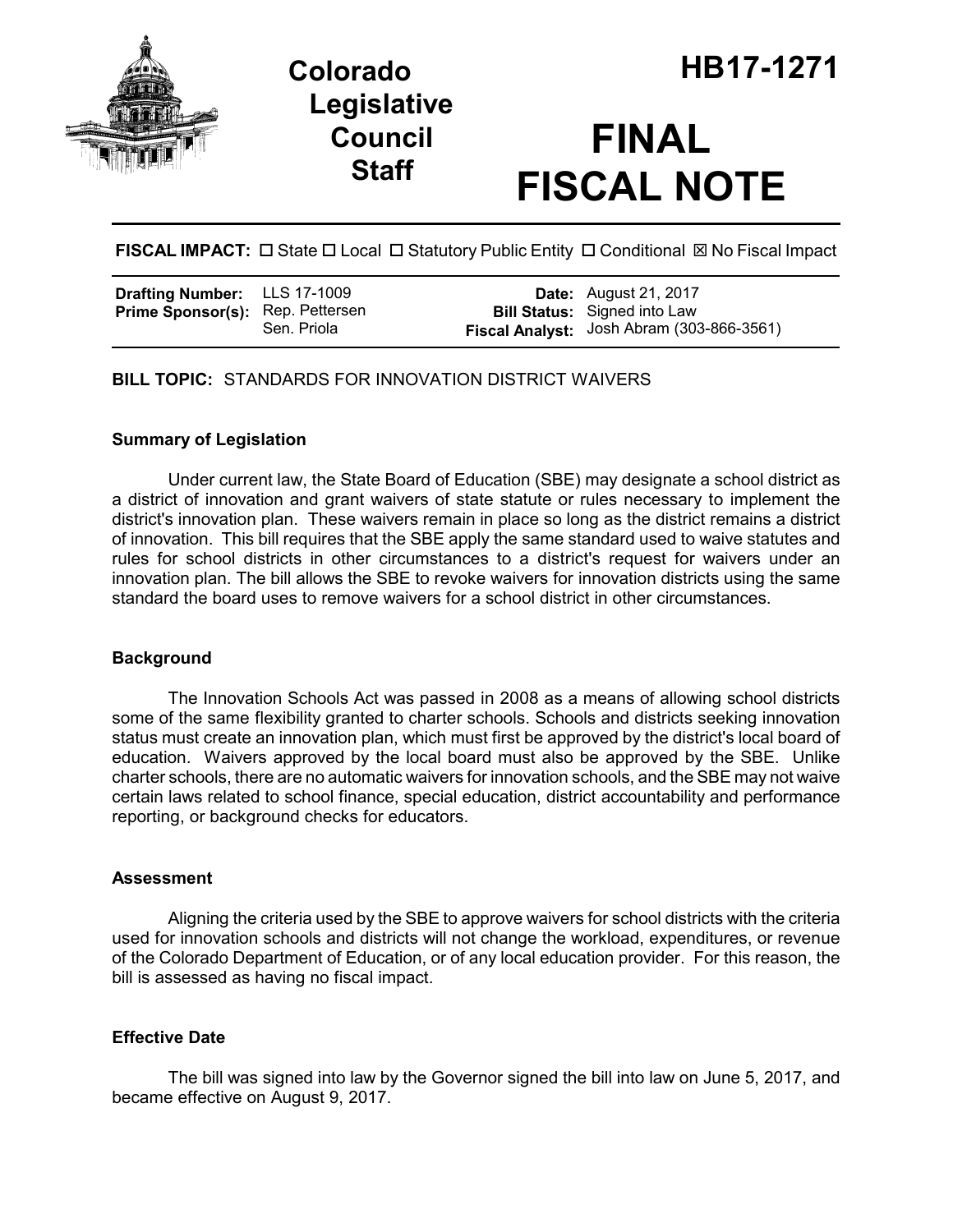# Colorado Legislative Council Staff

# HB17-1271

# FINAL FISCAL NOTE

**FISCAL IMPACT:** ☐ State ☐ Local ☐ Statutory Public Entity ☐ Conditional ☒ No Fiscal Impact

| | | | |
|---|---|---|---|
| **Drafting Number:** | LLS 17-1009 | **Date:** | August 21, 2017 |
| **Prime Sponsor(s):** | Rep. Pettersen<br>Sen. Priola | **Bill Status:** | Signed into Law |
| | | **Fiscal Analyst:** | Josh Abram (303-866-3561) |

**BILL TOPIC:** STANDARDS FOR INNOVATION DISTRICT WAIVERS

## Summary of Legislation

Under current law, the State Board of Education (SBE) may designate a school district as a district of innovation and grant waivers of state statute or rules necessary to implement the district's innovation plan. These waivers remain in place so long as the district remains a district of innovation. This bill requires that the SBE apply the same standard used to waive statutes and rules for school districts in other circumstances to a district's request for waivers under an innovation plan. The bill allows the SBE to revoke waivers for innovation districts using the same standard the board uses to remove waivers for a school district in other circumstances.

## Background

The Innovation Schools Act was passed in 2008 as a means of allowing school districts some of the same flexibility granted to charter schools. Schools and districts seeking innovation status must create an innovation plan, which must first be approved by the district's local board of education. Waivers approved by the local board must also be approved by the SBE. Unlike charter schools, there are no automatic waivers for innovation schools, and the SBE may not waive certain laws related to school finance, special education, district accountability and performance reporting, or background checks for educators.

## Assessment

Aligning the criteria used by the SBE to approve waivers for school districts with the criteria used for innovation schools and districts will not change the workload, expenditures, or revenue of the Colorado Department of Education, or of any local education provider. For this reason, the bill is assessed as having no fiscal impact.

## Effective Date

The bill was signed into law by the Governor signed the bill into law on June 5, 2017, and became effective on August 9, 2017.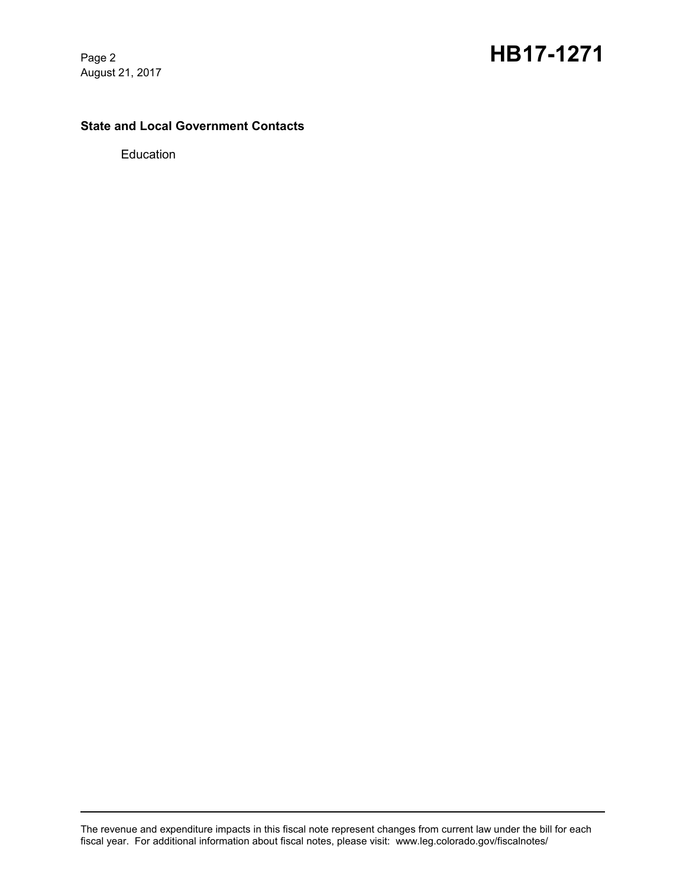### State and Local Government Contacts

Education

The revenue and expenditure impacts in this fiscal note represent changes from current law under the bill for each fiscal year. For additional information about fiscal notes, please visit: www.leg.colorado.gov/fiscalnotes/